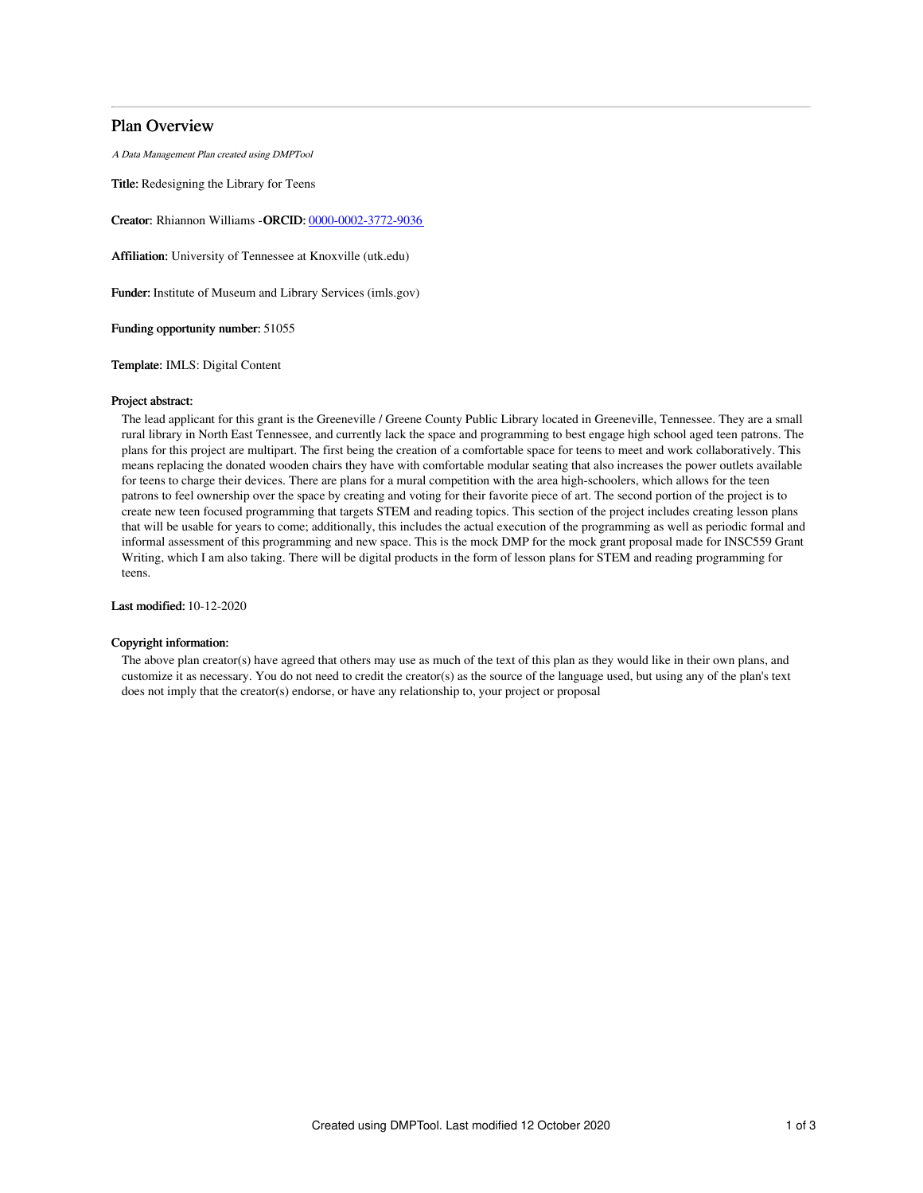# Plan Overview

*A Data Management Plan created using DMPTool*

**Title:** Redesigning the Library for Teens

**Creator:** Rhiannon Williams -**ORCID:** [0000-0002-3772-9036](https://orcid.org/0000-0002-3772-9036)

**Affiliation:** University of Tennessee at Knoxville (utk.edu)

**Funder:** Institute of Museum and Library Services (imls.gov)

**Funding opportunity number:** 51055

**Template:** IMLS: Digital Content

**Project abstract:**

The lead applicant for this grant is the Greeneville / Greene County Public Library located in Greeneville, Tennessee. They are a small rural library in North East Tennessee, and currently lack the space and programming to best engage high school aged teen patrons. The plans for this project are multipart. The first being the creation of a comfortable space for teens to meet and work collaboratively. This means replacing the donated wooden chairs they have with comfortable modular seating that also increases the power outlets available for teens to charge their devices. There are plans for a mural competition with the area high-schoolers, which allows for the teen patrons to feel ownership over the space by creating and voting for their favorite piece of art. The second portion of the project is to create new teen focused programming that targets STEM and reading topics. This section of the project includes creating lesson plans that will be usable for years to come; additionally, this includes the actual execution of the programming as well as periodic formal and informal assessment of this programming and new space. This is the mock DMP for the mock grant proposal made for INSC559 Grant Writing, which I am also taking. There will be digital products in the form of lesson plans for STEM and reading programming for teens.

**Last modified:** 10-12-2020

**Copyright information:**

The above plan creator(s) have agreed that others may use as much of the text of this plan as they would like in their own plans, and customize it as necessary. You do not need to credit the creator(s) as the source of the language used, but using any of the plan's text does not imply that the creator(s) endorse, or have any relationship to, your project or proposal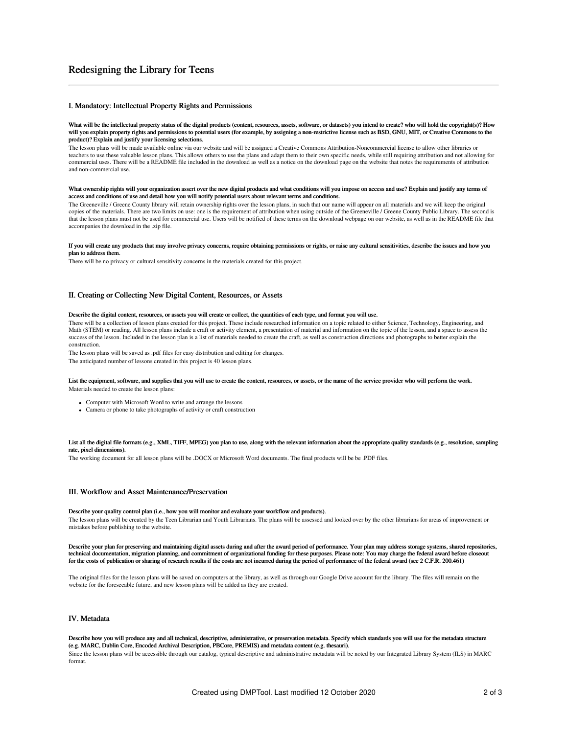# Redesigning the Library for Teens

## I. Mandatory: Intellectual Property Rights and Permissions

**What will be the intellectual property status of the digital products (content, resources, assets, software, or datasets) you intend to create? who will hold the copyright(s)? How will you explain property rights and permissions to potential users (for example, by assigning a non-restrictive license such as BSD, GNU, MIT, or Creative Commons to the product)? Explain and justify your licensing selections.**

The lesson plans will be made available online via our website and will be assigned a Creative Commons Attribution-Noncommercial license to allow other libraries or teachers to use these valuable lesson plans. This allows others to use the plans and adapt them to their own specific needs, while still requiring attribution and not allowing for commercial uses. There will be a README file included in the download as well as a notice on the download page on the website that notes the requirements of attribution and non-commercial use.

**What ownership rights will your organization assert over the new digital products and what conditions will you impose on access and use? Explain and justify any terms of access and conditions of use and detail how you will notify potential users about relevant terms and conditions.**

The Greeneville / Greene County library will retain ownership rights over the lesson plans, in such that our name will appear on all materials and we will keep the original copies of the materials. There are two limits on use: one is the requirement of attribution when using outside of the Greeneville / Greene County Public Library. The second is that the lesson plans must not be used for commercial use. Users will be notified of these terms on the download webpage on our website, as well as in the README file that accompanies the download in the .zip file.

**If you will create any products that may involve privacy concerns, require obtaining permissions or rights, or raise any cultural sensitivities, describe the issues and how you plan to address them.**

There will be no privacy or cultural sensitivity concerns in the materials created for this project.

## II. Creating or Collecting New Digital Content, Resources, or Assets

**Describe the digital content, resources, or assets you will create or collect, the quantities of each type, and format you will use.**

There will be a collection of lesson plans created for this project. These include researched information on a topic related to either Science, Technology, Engineering, and Math (STEM) or reading. All lesson plans include a craft or activity element, a presentation of material and information on the topic of the lesson, and a space to assess the success of the lesson. Included in the lesson plan is a list of materials needed to create the craft, as well as construction directions and photographs to better explain the construction.

The lesson plans will be saved as .pdf files for easy distribution and editing for changes.

The anticipated number of lessons created in this project is 40 lesson plans.

**List the equipment, software, and supplies that you will use to create the content, resources, or assets, or the name of the service provider who will perform the work.**

Materials needed to create the lesson plans:

- Computer with Microsoft Word to write and arrange the lessons
- Camera or phone to take photographs of activity or craft construction

**List all the digital file formats (e.g., XML, TIFF, MPEG) you plan to use, along with the relevant information about the appropriate quality standards (e.g., resolution, sampling rate, pixel dimensions).**

The working document for all lesson plans will be .DOCX or Microsoft Word documents. The final products will be be .PDF files.

## III. Workflow and Asset Maintenance/Preservation

**Describe your quality control plan (i.e., how you will monitor and evaluate your workflow and products).**

The lesson plans will be created by the Teen Librarian and Youth Librarians. The plans will be assessed and looked over by the other librarians for areas of improvement or mistakes before publishing to the website.

**Describe your plan for preserving and maintaining digital assets during and after the award period of performance. Your plan may address storage systems, shared repositories, technical documentation, migration planning, and commitment of organizational funding for these purposes. Please note: You may charge the federal award before closeout for the costs of publication or sharing of research results if the costs are not incurred during the period of performance of the federal award (see 2 C.F.R. 200.461)**

The original files for the lesson plans will be saved on computers at the library, as well as through our Google Drive account for the library. The files will remain on the website for the foreseeable future, and new lesson plans will be added as they are created.

## IV. Metadata

**Describe how you will produce any and all technical, descriptive, administrative, or preservation metadata. Specify which standards you will use for the metadata structure (e.g. MARC, Dublin Core, Encoded Archival Description, PBCore, PREMIS) and metadata content (e.g. thesauri).**

Since the lesson plans will be accessible through our catalog, typical descriptive and administrative metadata will be noted by our Integrated Library System (ILS) in MARC format.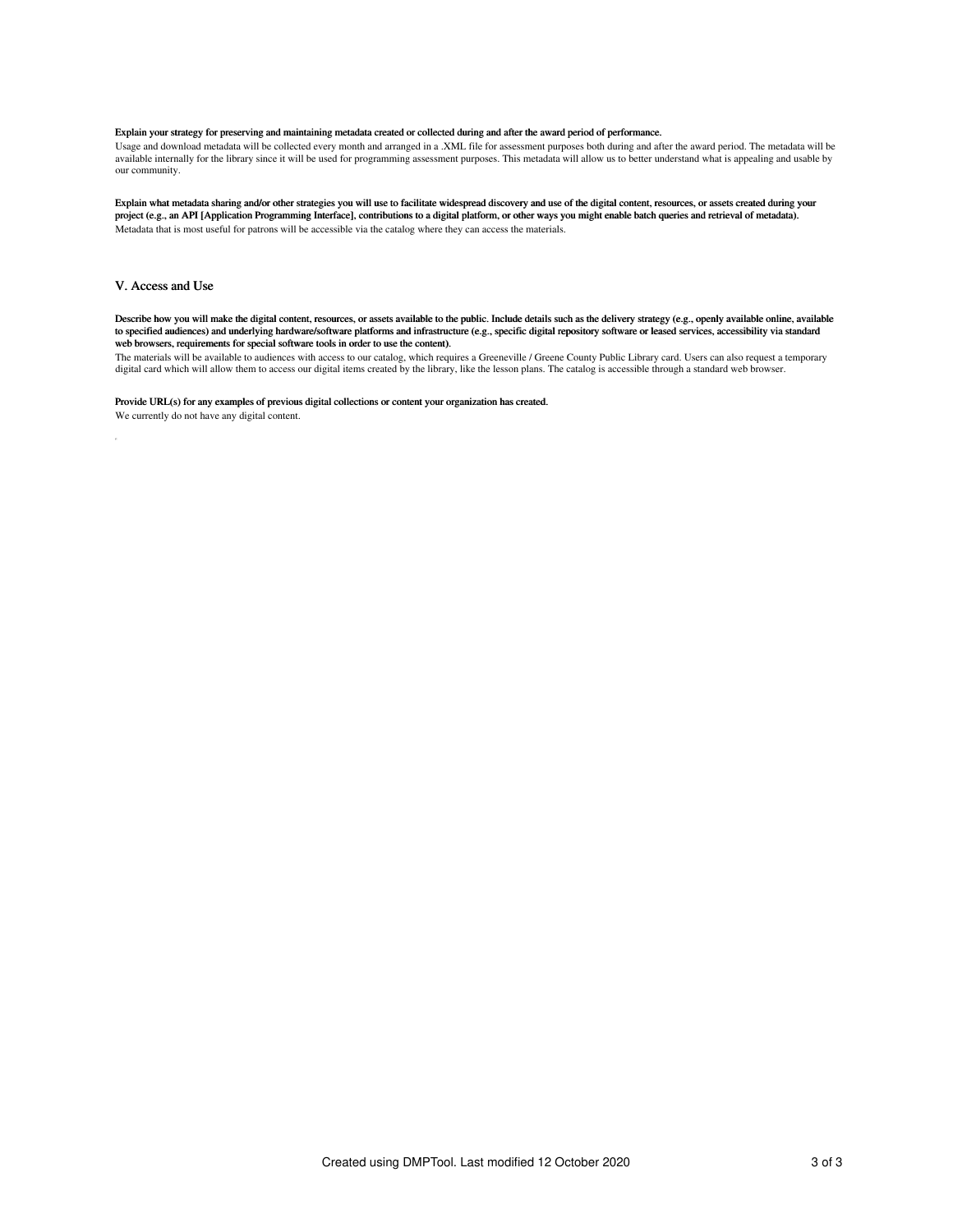**Explain your strategy for preserving and maintaining metadata created or collected during and after the award period of performance.**

Usage and download metadata will be collected every month and arranged in a .XML file for assessment purposes both during and after the award period. The metadata will be available internally for the library since it will be used for programming assessment purposes. This metadata will allow us to better understand what is appealing and usable by our community.

**Explain what metadata sharing and/or other strategies you will use to facilitate widespread discovery and use of the digital content, resources, or assets created during your project (e.g., an API [Application Programming Interface], contributions to a digital platform, or other ways you might enable batch queries and retrieval of metadata).**

Metadata that is most useful for patrons will be accessible via the catalog where they can access the materials.

## V. Access and Use

**Describe how you will make the digital content, resources, or assets available to the public. Include details such as the delivery strategy (e.g., openly available online, available to specified audiences) and underlying hardware/software platforms and infrastructure (e.g., specific digital repository software or leased services, accessibility via standard web browsers, requirements for special software tools in order to use the content).**

The materials will be available to audiences with access to our catalog, which requires a Greeneville / Greene County Public Library card. Users can also request a temporary digital card which will allow them to access our digital items created by the library, like the lesson plans. The catalog is accessible through a standard web browser.

**Provide URL(s) for any examples of previous digital collections or content your organization has created.**

We currently do not have any digital content.

Created using DMPTool. Last modified 12 October 2020